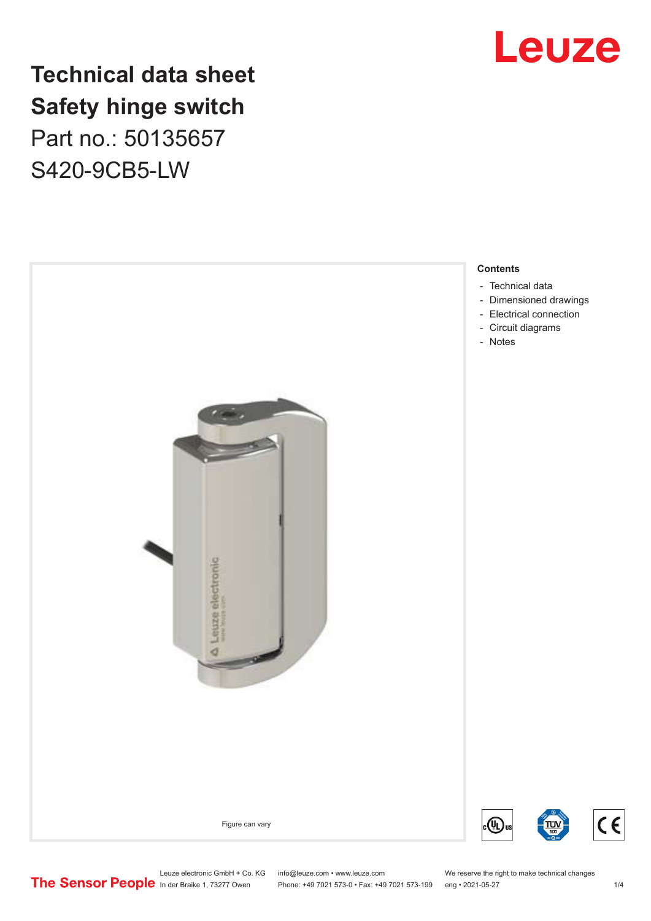# Technical data sheet
# Safety hinge switch

Part no.: 50135657

S420-9CB5-LW

Figure can vary

**Contents**

- Technical data
- Dimensioned drawings
- Electrical connection
- Circuit diagrams
- Notes

Leuze electronic GmbH + Co. KG
In der Braike 1, 73277 Owen

info@leuze.com • www.leuze.com
Phone: +49 7021 573-0 • Fax: +49 7021 573-199

We reserve the right to make technical changes
eng • 2021-05-27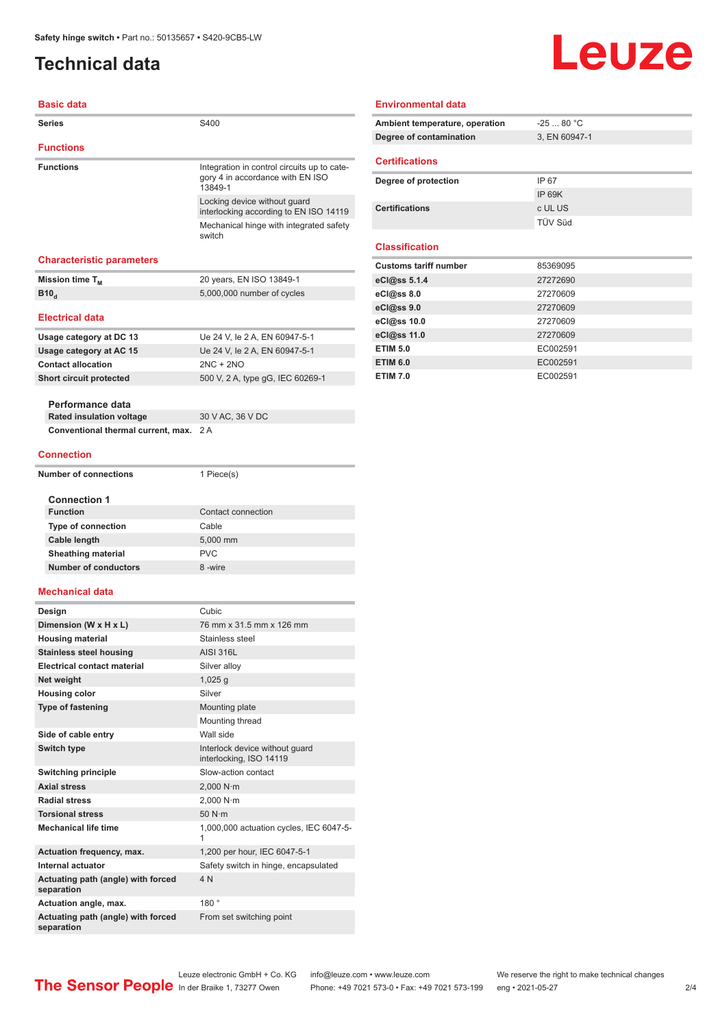# Technical data

## Basic data

| | |
|---|---|
| Series | S400 |

## Functions

| | |
|---|---|
| Functions | Integration in control circuits up to category 4 in accordance with EN ISO 13849-1 |
| | Locking device without guard interlocking according to EN ISO 14119 |
| | Mechanical hinge with integrated safety switch |

## Characteristic parameters

| | |
|---|---|
| Mission time $T_M$ | 20 years, EN ISO 13849-1 |
| $B10_d$ | 5,000,000 number of cycles |

## Electrical data

| | |
|---|---|
| Usage category at DC 13 | Ue 24 V, Ie 2 A, EN 60947-5-1 |
| Usage category at AC 15 | Ue 24 V, Ie 2 A, EN 60947-5-1 |
| Contact allocation | 2NC + 2NO |
| Short circuit protected | 500 V, 2 A, type gG, IEC 60269-1 |

### Performance data

| | |
|---|---|
| Rated insulation voltage | 30 V AC, 36 V DC |
| Conventional thermal current, max. | 2 A |

## Connection

| | |
|---|---|
| Number of connections | 1 Piece(s) |

### Connection 1

| | |
|---|---|
| Function | Contact connection |
| Type of connection | Cable |
| Cable length | 5,000 mm |
| Sheathing material | PVC |
| Number of conductors | 8 -wire |

## Mechanical data

| | |
|---|---|
| Design | Cubic |
| Dimension (W x H x L) | 76 mm x 31.5 mm x 126 mm |
| Housing material | Stainless steel |
| Stainless steel housing | AISI 316L |
| Electrical contact material | Silver alloy |
| Net weight | 1,025 g |
| Housing color | Silver |
| Type of fastening | Mounting plate |
| | Mounting thread |
| Side of cable entry | Wall side |
| Switch type | Interlock device without guard interlocking, ISO 14119 |
| Switching principle | Slow-action contact |
| Axial stress | 2,000 N·m |
| Radial stress | 2,000 N·m |
| Torsional stress | 50 N·m |
| Mechanical life time | 1,000,000 actuation cycles, IEC 6047-5-1 |
| Actuation frequency, max. | 1,200 per hour, IEC 6047-5-1 |
| Internal actuator | Safety switch in hinge, encapsulated |
| Actuating path (angle) with forced separation | 4 N |
| Actuation angle, max. | 180 ° |
| Actuating path (angle) with forced separation | From set switching point |

## Environmental data

| | |
|---|---|
| Ambient temperature, operation | -25 ... 80 °C |
| Degree of contamination | 3, EN 60947-1 |

## Certifications

| | |
|---|---|
| Degree of protection | IP 67 |
| | IP 69K |
| Certifications | c UL US |
| | TÜV Süd |

## Classification

| | |
|---|---|
| Customs tariff number | 85369095 |
| eCl@ss 5.1.4 | 27272690 |
| eCl@ss 8.0 | 27270609 |
| eCl@ss 9.0 | 27270609 |
| eCl@ss 10.0 | 27270609 |
| eCl@ss 11.0 | 27270609 |
| ETIM 5.0 | EC002591 |
| ETIM 6.0 | EC002591 |
| ETIM 7.0 | EC002591 |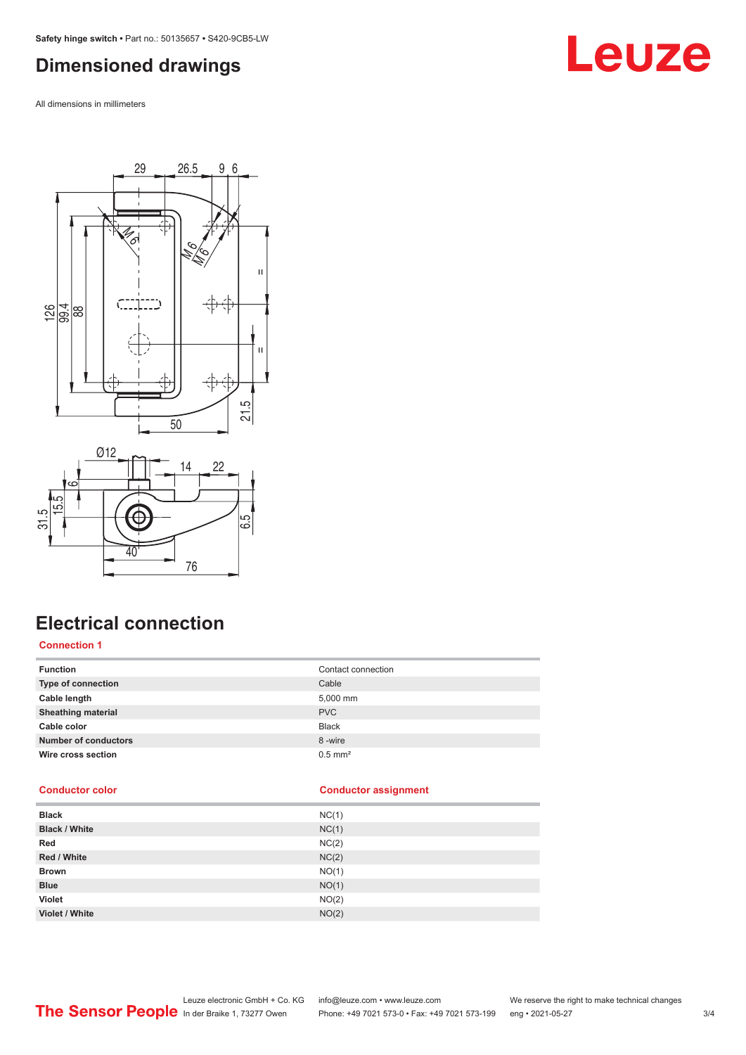# Dimensioned drawings

All dimensions in millimeters

# Electrical connection

### Connection 1

| Function | Contact connection |
|---|---|
| Type of connection | Cable |
| Cable length | 5,000 mm |
| Sheathing material | PVC |
| Cable color | Black |
| Number of conductors | 8 -wire |
| Wire cross section | 0.5 mm² |

| Conductor color | Conductor assignment |
|---|---|
| Black | NC(1) |
| Black / White | NC(1) |
| Red | NC(2) |
| Red / White | NC(2) |
| Brown | NO(1) |
| Blue | NO(1) |
| Violet | NO(2) |
| Violet / White | NO(2) |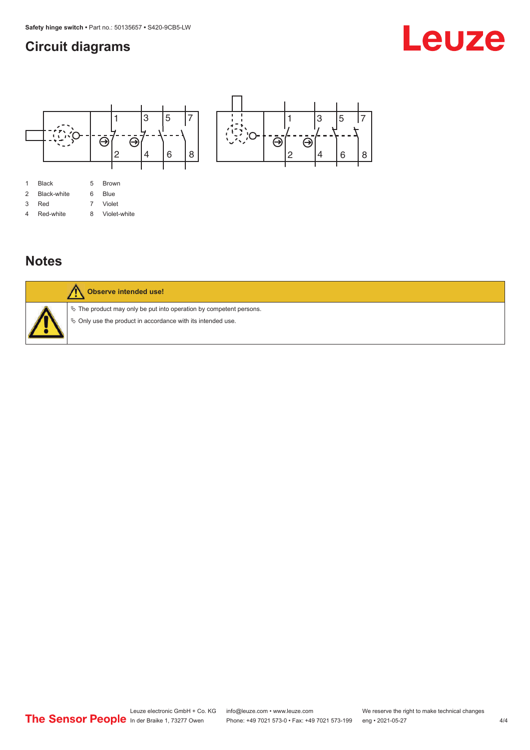## Circuit diagrams

1 3 5 7
2 4 6 8

1 3 5 7
2 4 6 8

| | | | |
|---|---|---|---|
| 1 | Black | 5 | Brown |
| 2 | Black-white | 6 | Blue |
| 3 | Red | 7 | Violet |
| 4 | Red-white | 8 | Violet-white |

## Notes

**Observe intended use!**

- The product may only be put into operation by competent persons.
- Only use the product in accordance with its intended use.